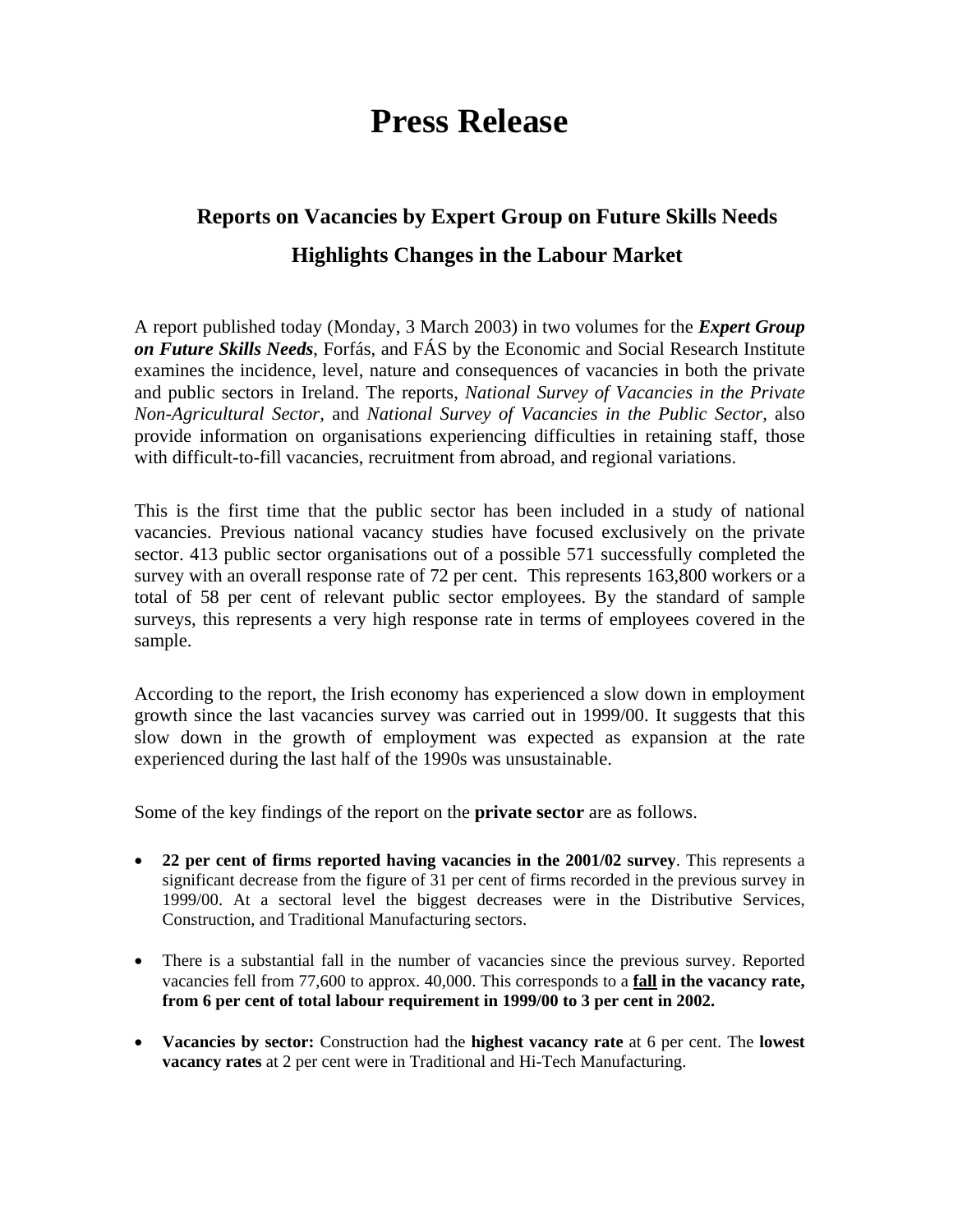# Press Release

## Reports on Vacancies by Expert Group on Future Skills Needs Highlights Changes in the Labour Market

A report published today (Monday, 3 March 2003) in two volumes for the ***Expert Group on Future Skills Needs***, Forfás, and FÁS by the Economic and Social Research Institute examines the incidence, level, nature and consequences of vacancies in both the private and public sectors in Ireland. The reports, *National Survey of Vacancies in the Private Non-Agricultural Sector,* and *National Survey of Vacancies in the Public Sector*, also provide information on organisations experiencing difficulties in retaining staff, those with difficult-to-fill vacancies, recruitment from abroad, and regional variations.

This is the first time that the public sector has been included in a study of national vacancies. Previous national vacancy studies have focused exclusively on the private sector. 413 public sector organisations out of a possible 571 successfully completed the survey with an overall response rate of 72 per cent. This represents 163,800 workers or a total of 58 per cent of relevant public sector employees. By the standard of sample surveys, this represents a very high response rate in terms of employees covered in the sample.

According to the report, the Irish economy has experienced a slow down in employment growth since the last vacancies survey was carried out in 1999/00. It suggests that this slow down in the growth of employment was expected as expansion at the rate experienced during the last half of the 1990s was unsustainable.

Some of the key findings of the report on the **private sector** are as follows.

- **22 per cent of firms reported having vacancies in the 2001/02 survey**. This represents a significant decrease from the figure of 31 per cent of firms recorded in the previous survey in 1999/00. At a sectoral level the biggest decreases were in the Distributive Services, Construction, and Traditional Manufacturing sectors.
- There is a substantial fall in the number of vacancies since the previous survey. Reported vacancies fell from 77,600 to approx. 40,000. This corresponds to a **<u>fall</u> in the vacancy rate, from 6 per cent of total labour requirement in 1999/00 to 3 per cent in 2002.**
- **Vacancies by sector:** Construction had the **highest vacancy rate** at 6 per cent. The **lowest vacancy rates** at 2 per cent were in Traditional and Hi-Tech Manufacturing.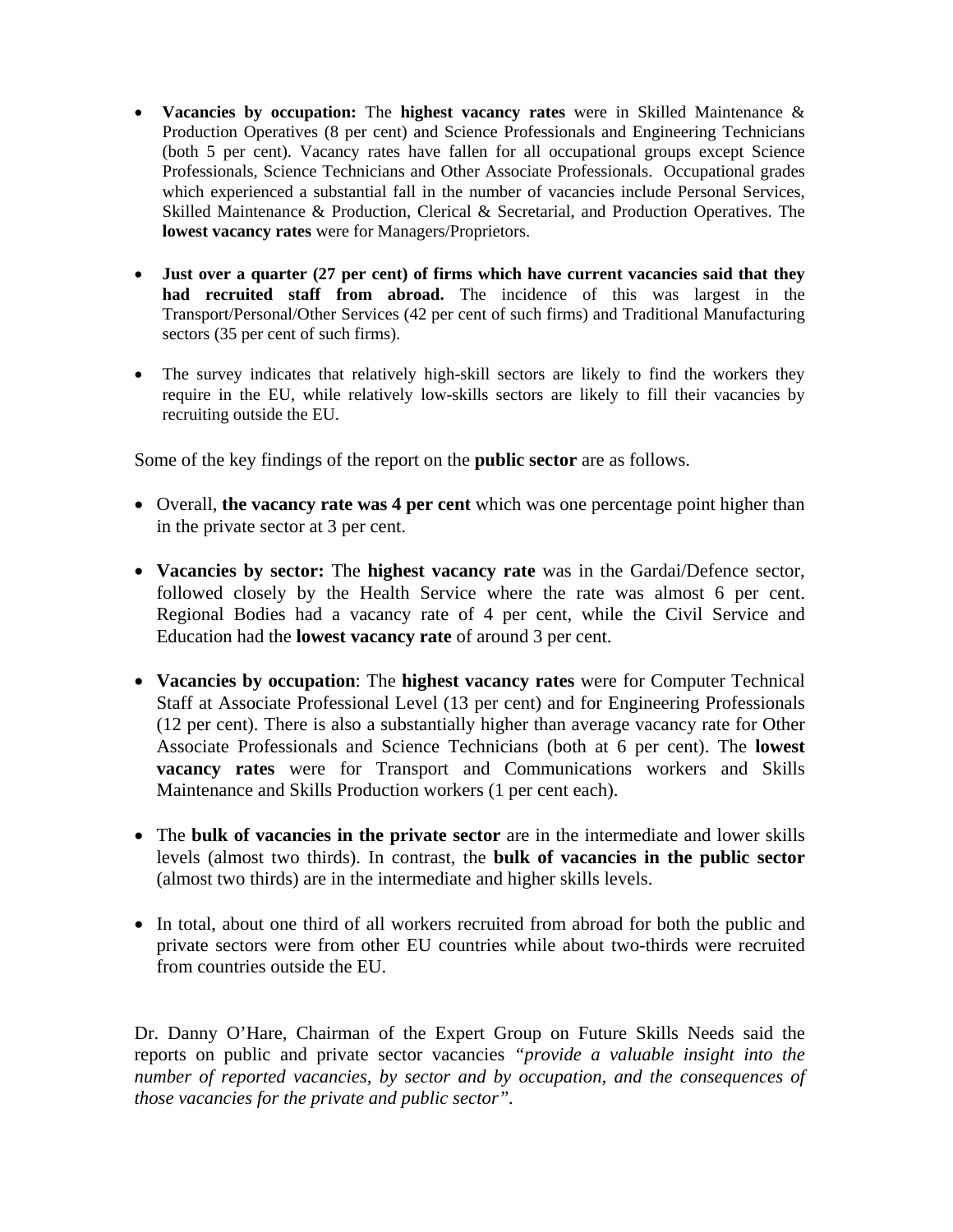- **Vacancies by occupation:** The **highest vacancy rates** were in Skilled Maintenance & Production Operatives (8 per cent) and Science Professionals and Engineering Technicians (both 5 per cent). Vacancy rates have fallen for all occupational groups except Science Professionals, Science Technicians and Other Associate Professionals. Occupational grades which experienced a substantial fall in the number of vacancies include Personal Services, Skilled Maintenance & Production, Clerical & Secretarial, and Production Operatives. The **lowest vacancy rates** were for Managers/Proprietors.

- **Just over a quarter (27 per cent) of firms which have current vacancies said that they had recruited staff from abroad.** The incidence of this was largest in the Transport/Personal/Other Services (42 per cent of such firms) and Traditional Manufacturing sectors (35 per cent of such firms).

- The survey indicates that relatively high-skill sectors are likely to find the workers they require in the EU, while relatively low-skills sectors are likely to fill their vacancies by recruiting outside the EU.

Some of the key findings of the report on the **public sector** are as follows.

- Overall, **the vacancy rate was 4 per cent** which was one percentage point higher than in the private sector at 3 per cent.

- **Vacancies by sector:** The **highest vacancy rate** was in the Gardai/Defence sector, followed closely by the Health Service where the rate was almost 6 per cent. Regional Bodies had a vacancy rate of 4 per cent, while the Civil Service and Education had the **lowest vacancy rate** of around 3 per cent.

- **Vacancies by occupation**: The **highest vacancy rates** were for Computer Technical Staff at Associate Professional Level (13 per cent) and for Engineering Professionals (12 per cent). There is also a substantially higher than average vacancy rate for Other Associate Professionals and Science Technicians (both at 6 per cent). The **lowest vacancy rates** were for Transport and Communications workers and Skills Maintenance and Skills Production workers (1 per cent each).

- The **bulk of vacancies in the private sector** are in the intermediate and lower skills levels (almost two thirds). In contrast, the **bulk of vacancies in the public sector** (almost two thirds) are in the intermediate and higher skills levels.

- In total, about one third of all workers recruited from abroad for both the public and private sectors were from other EU countries while about two-thirds were recruited from countries outside the EU.

Dr. Danny O'Hare, Chairman of the Expert Group on Future Skills Needs said the reports on public and private sector vacancies *"provide a valuable insight into the number of reported vacancies, by sector and by occupation, and the consequences of those vacancies for the private and public sector"*.